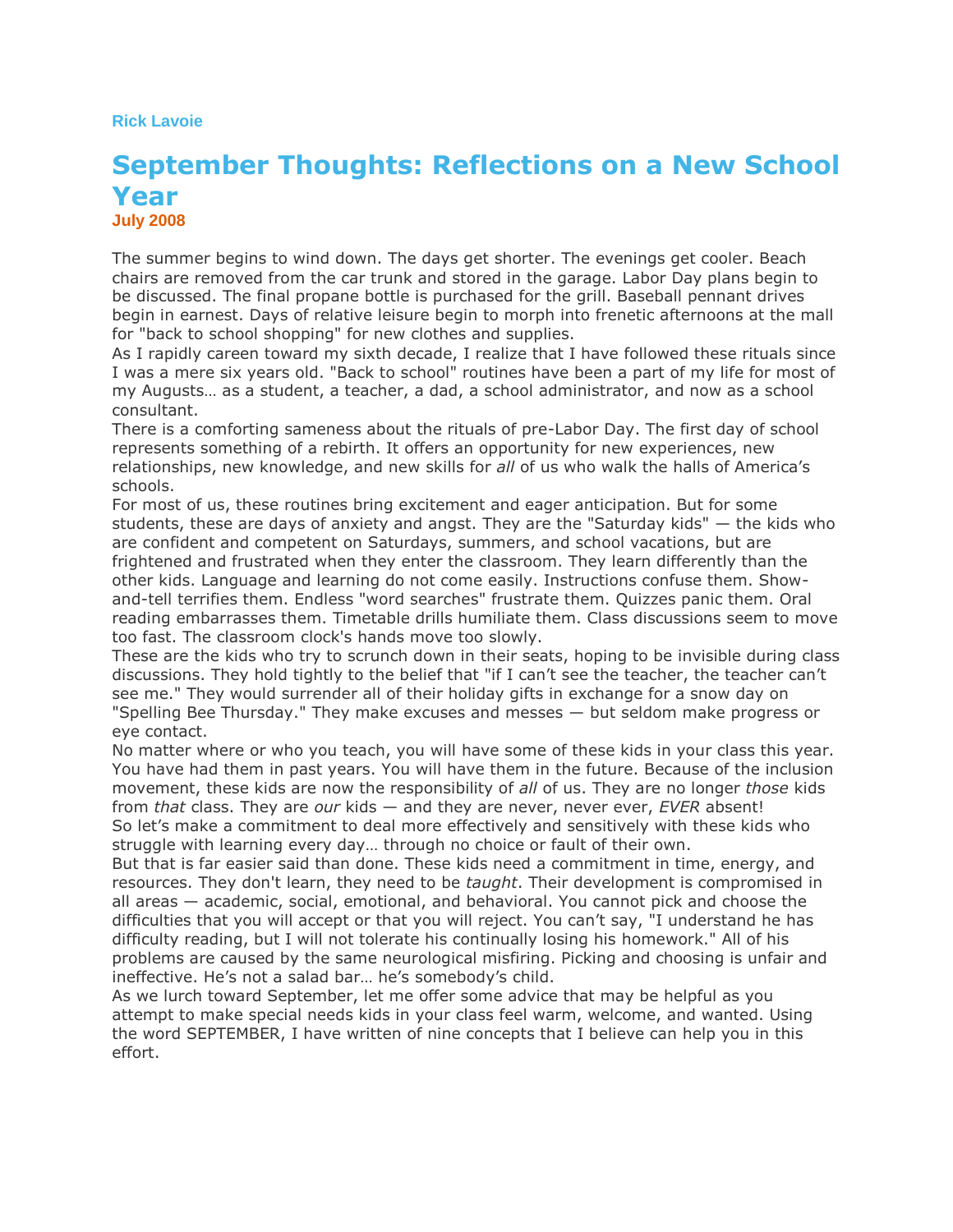**Rick Lavoie**

# September Thoughts: Reflections on a New School Year

**July 2008**

The summer begins to wind down. The days get shorter. The evenings get cooler. Beach chairs are removed from the car trunk and stored in the garage. Labor Day plans begin to be discussed. The final propane bottle is purchased for the grill. Baseball pennant drives begin in earnest. Days of relative leisure begin to morph into frenetic afternoons at the mall for "back to school shopping" for new clothes and supplies.

As I rapidly careen toward my sixth decade, I realize that I have followed these rituals since I was a mere six years old. "Back to school" routines have been a part of my life for most of my Augusts… as a student, a teacher, a dad, a school administrator, and now as a school consultant.

There is a comforting sameness about the rituals of pre-Labor Day. The first day of school represents something of a rebirth. It offers an opportunity for new experiences, new relationships, new knowledge, and new skills for *all* of us who walk the halls of America's schools.

For most of us, these routines bring excitement and eager anticipation. But for some students, these are days of anxiety and angst. They are the "Saturday kids" — the kids who are confident and competent on Saturdays, summers, and school vacations, but are frightened and frustrated when they enter the classroom. They learn differently than the other kids. Language and learning do not come easily. Instructions confuse them. Show-and-tell terrifies them. Endless "word searches" frustrate them. Quizzes panic them. Oral reading embarrasses them. Timetable drills humiliate them. Class discussions seem to move too fast. The classroom clock's hands move too slowly.

These are the kids who try to scrunch down in their seats, hoping to be invisible during class discussions. They hold tightly to the belief that "if I can't see the teacher, the teacher can't see me." They would surrender all of their holiday gifts in exchange for a snow day on "Spelling Bee Thursday." They make excuses and messes — but seldom make progress or eye contact.

No matter where or who you teach, you will have some of these kids in your class this year. You have had them in past years. You will have them in the future. Because of the inclusion movement, these kids are now the responsibility of *all* of us. They are no longer *those* kids from *that* class. They are *our* kids — and they are never, never ever, *EVER* absent!

So let's make a commitment to deal more effectively and sensitively with these kids who struggle with learning every day… through no choice or fault of their own.

But that is far easier said than done. These kids need a commitment in time, energy, and resources. They don't learn, they need to be *taught*. Their development is compromised in all areas — academic, social, emotional, and behavioral. You cannot pick and choose the difficulties that you will accept or that you will reject. You can't say, "I understand he has difficulty reading, but I will not tolerate his continually losing his homework." All of his problems are caused by the same neurological misfiring. Picking and choosing is unfair and ineffective. He's not a salad bar… he's somebody's child.

As we lurch toward September, let me offer some advice that may be helpful as you attempt to make special needs kids in your class feel warm, welcome, and wanted. Using the word SEPTEMBER, I have written of nine concepts that I believe can help you in this effort.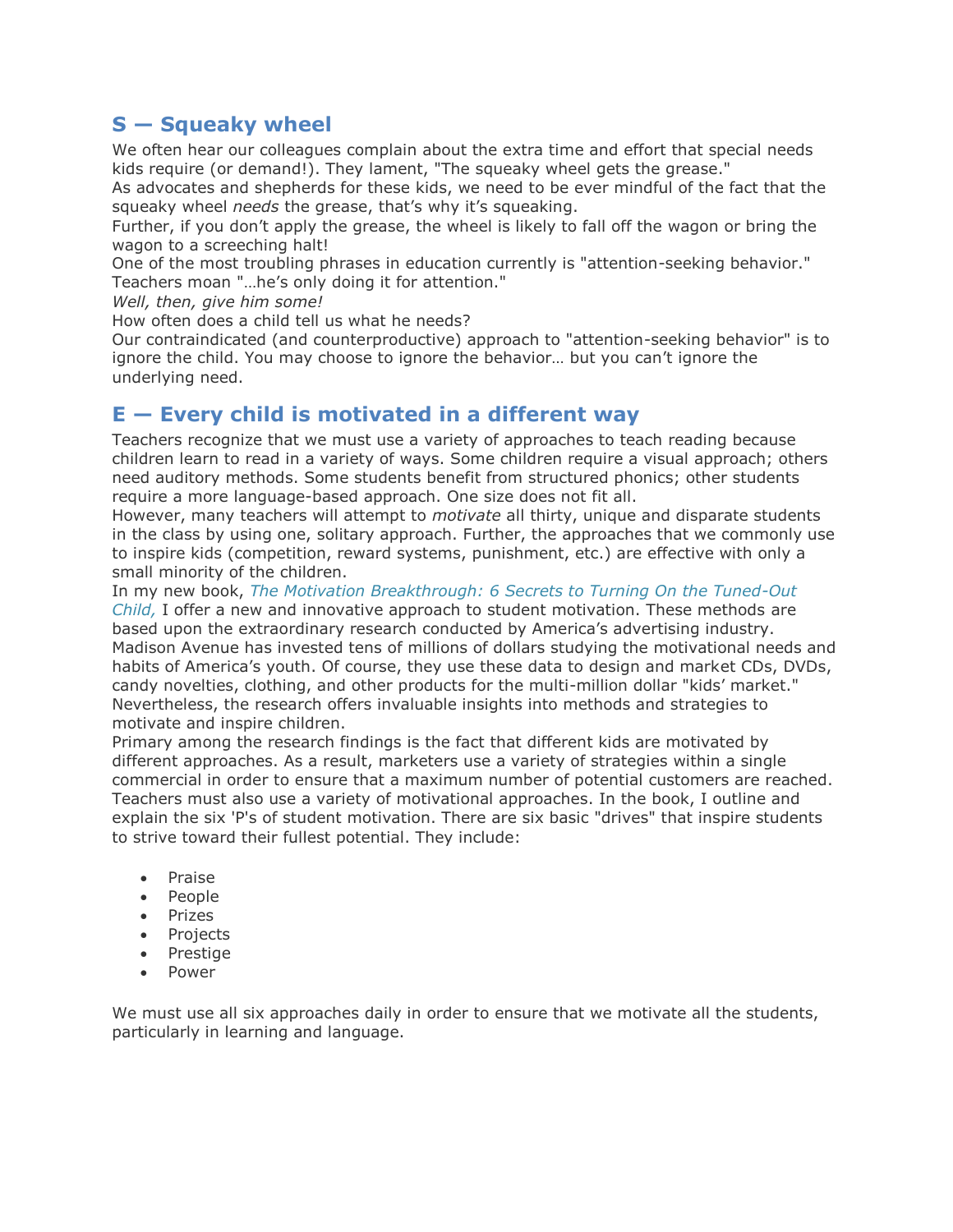## S — Squeaky wheel

We often hear our colleagues complain about the extra time and effort that special needs kids require (or demand!). They lament, "The squeaky wheel gets the grease."

As advocates and shepherds for these kids, we need to be ever mindful of the fact that the squeaky wheel *needs* the grease, that's why it's squeaking.

Further, if you don't apply the grease, the wheel is likely to fall off the wagon or bring the wagon to a screeching halt!

One of the most troubling phrases in education currently is "attention-seeking behavior." Teachers moan "…he's only doing it for attention."

*Well, then, give him some!*

How often does a child tell us what he needs?

Our contraindicated (and counterproductive) approach to "attention-seeking behavior" is to ignore the child. You may choose to ignore the behavior… but you can't ignore the underlying need.

## E — Every child is motivated in a different way

Teachers recognize that we must use a variety of approaches to teach reading because children learn to read in a variety of ways. Some children require a visual approach; others need auditory methods. Some students benefit from structured phonics; other students require a more language-based approach. One size does not fit all.

However, many teachers will attempt to *motivate* all thirty, unique and disparate students in the class by using one, solitary approach. Further, the approaches that we commonly use to inspire kids (competition, reward systems, punishment, etc.) are effective with only a small minority of the children.

In my new book, *The Motivation Breakthrough: 6 Secrets to Turning On the Tuned-Out Child,* I offer a new and innovative approach to student motivation. These methods are based upon the extraordinary research conducted by America's advertising industry. Madison Avenue has invested tens of millions of dollars studying the motivational needs and habits of America's youth. Of course, they use these data to design and market CDs, DVDs, candy novelties, clothing, and other products for the multi-million dollar "kids' market." Nevertheless, the research offers invaluable insights into methods and strategies to motivate and inspire children.

Primary among the research findings is the fact that different kids are motivated by different approaches. As a result, marketers use a variety of strategies within a single commercial in order to ensure that a maximum number of potential customers are reached. Teachers must also use a variety of motivational approaches. In the book, I outline and explain the six 'P's of student motivation. There are six basic "drives" that inspire students to strive toward their fullest potential. They include:

- Praise
- People
- Prizes
- Projects
- Prestige
- Power

We must use all six approaches daily in order to ensure that we motivate all the students, particularly in learning and language.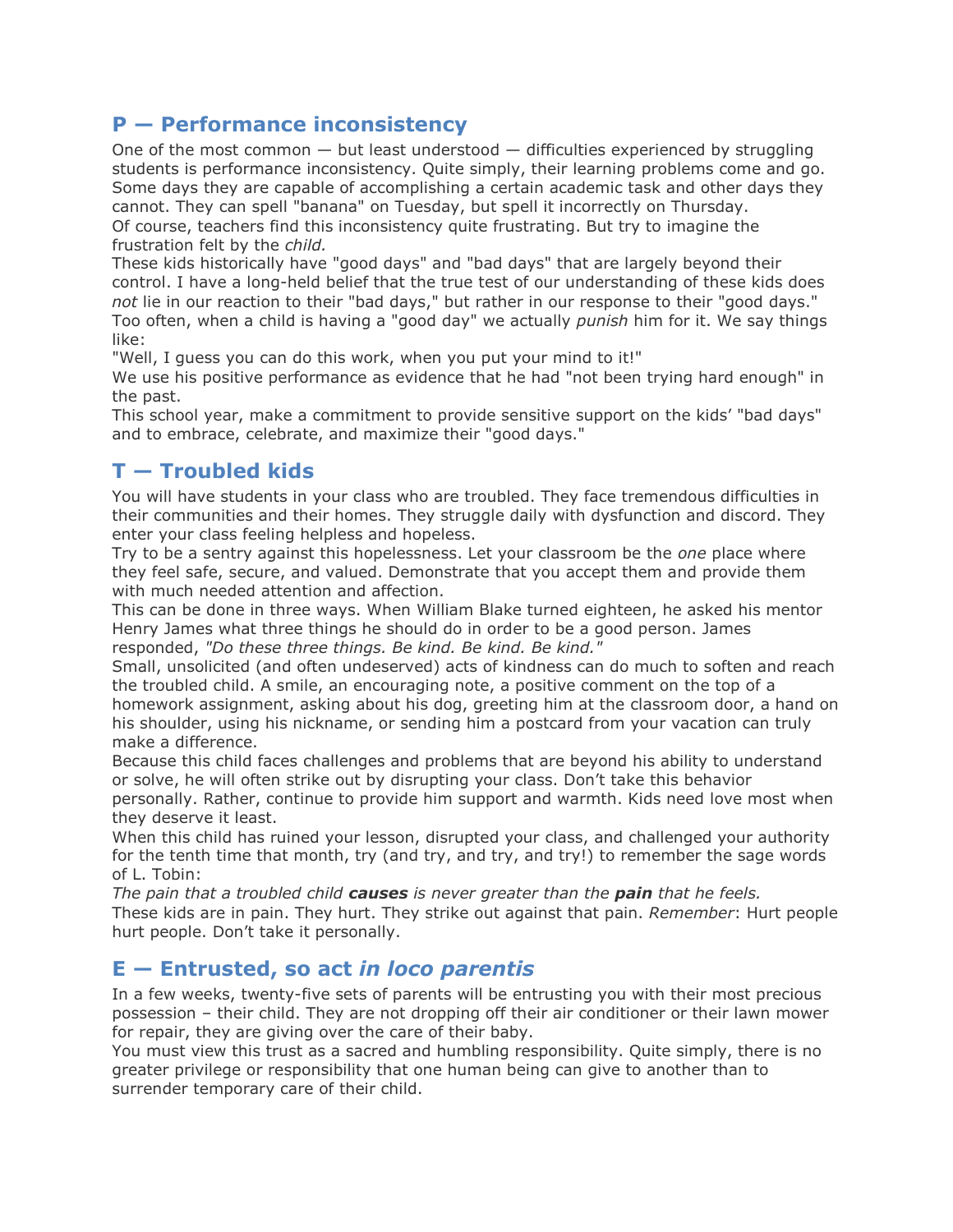## P — Performance inconsistency

One of the most common — but least understood — difficulties experienced by struggling students is performance inconsistency. Quite simply, their learning problems come and go. Some days they are capable of accomplishing a certain academic task and other days they cannot. They can spell "banana" on Tuesday, but spell it incorrectly on Thursday.

Of course, teachers find this inconsistency quite frustrating. But try to imagine the frustration felt by the *child.*

These kids historically have "good days" and "bad days" that are largely beyond their control. I have a long-held belief that the true test of our understanding of these kids does *not* lie in our reaction to their "bad days," but rather in our response to their "good days." Too often, when a child is having a "good day" we actually *punish* him for it. We say things like:

"Well, I guess you can do this work, when you put your mind to it!"

We use his positive performance as evidence that he had "not been trying hard enough" in the past.

This school year, make a commitment to provide sensitive support on the kids' "bad days" and to embrace, celebrate, and maximize their "good days."

## T — Troubled kids

You will have students in your class who are troubled. They face tremendous difficulties in their communities and their homes. They struggle daily with dysfunction and discord. They enter your class feeling helpless and hopeless.

Try to be a sentry against this hopelessness. Let your classroom be the *one* place where they feel safe, secure, and valued. Demonstrate that you accept them and provide them with much needed attention and affection.

This can be done in three ways. When William Blake turned eighteen, he asked his mentor Henry James what three things he should do in order to be a good person. James responded, *"Do these three things. Be kind. Be kind. Be kind."*

Small, unsolicited (and often undeserved) acts of kindness can do much to soften and reach the troubled child. A smile, an encouraging note, a positive comment on the top of a homework assignment, asking about his dog, greeting him at the classroom door, a hand on his shoulder, using his nickname, or sending him a postcard from your vacation can truly make a difference.

Because this child faces challenges and problems that are beyond his ability to understand or solve, he will often strike out by disrupting your class. Don't take this behavior personally. Rather, continue to provide him support and warmth. Kids need love most when they deserve it least.

When this child has ruined your lesson, disrupted your class, and challenged your authority for the tenth time that month, try (and try, and try, and try!) to remember the sage words of L. Tobin:

*The pain that a troubled child **causes** is never greater than the **pain** that he feels.*

These kids are in pain. They hurt. They strike out against that pain. *Remember*: Hurt people hurt people. Don't take it personally.

## E — Entrusted, so act *in loco parentis*

In a few weeks, twenty-five sets of parents will be entrusting you with their most precious possession – their child. They are not dropping off their air conditioner or their lawn mower for repair, they are giving over the care of their baby.

You must view this trust as a sacred and humbling responsibility. Quite simply, there is no greater privilege or responsibility that one human being can give to another than to surrender temporary care of their child.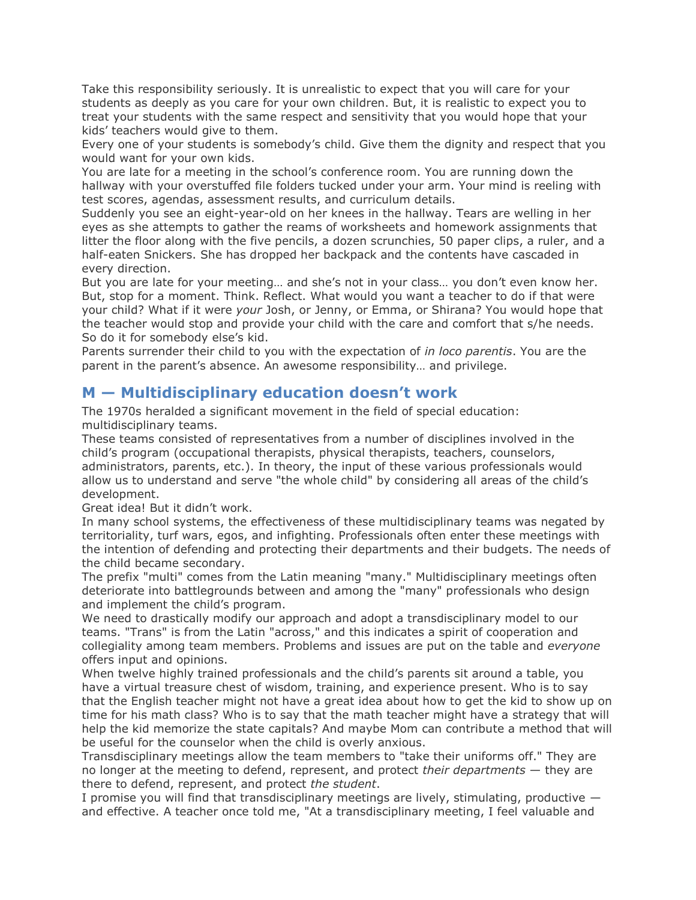Take this responsibility seriously. It is unrealistic to expect that you will care for your students as deeply as you care for your own children. But, it is realistic to expect you to treat your students with the same respect and sensitivity that you would hope that your kids' teachers would give to them.

Every one of your students is somebody's child. Give them the dignity and respect that you would want for your own kids.

You are late for a meeting in the school's conference room. You are running down the hallway with your overstuffed file folders tucked under your arm. Your mind is reeling with test scores, agendas, assessment results, and curriculum details.

Suddenly you see an eight-year-old on her knees in the hallway. Tears are welling in her eyes as she attempts to gather the reams of worksheets and homework assignments that litter the floor along with the five pencils, a dozen scrunchies, 50 paper clips, a ruler, and a half-eaten Snickers. She has dropped her backpack and the contents have cascaded in every direction.

But you are late for your meeting… and she's not in your class… you don't even know her. But, stop for a moment. Think. Reflect. What would you want a teacher to do if that were your child? What if it were *your* Josh, or Jenny, or Emma, or Shirana? You would hope that the teacher would stop and provide your child with the care and comfort that s/he needs. So do it for somebody else's kid.

Parents surrender their child to you with the expectation of *in loco parentis*. You are the parent in the parent's absence. An awesome responsibility… and privilege.

## M — Multidisciplinary education doesn't work

The 1970s heralded a significant movement in the field of special education: multidisciplinary teams.

These teams consisted of representatives from a number of disciplines involved in the child's program (occupational therapists, physical therapists, teachers, counselors, administrators, parents, etc.). In theory, the input of these various professionals would allow us to understand and serve "the whole child" by considering all areas of the child's development.

Great idea! But it didn't work.

In many school systems, the effectiveness of these multidisciplinary teams was negated by territoriality, turf wars, egos, and infighting. Professionals often enter these meetings with the intention of defending and protecting their departments and their budgets. The needs of the child became secondary.

The prefix "multi" comes from the Latin meaning "many." Multidisciplinary meetings often deteriorate into battlegrounds between and among the "many" professionals who design and implement the child's program.

We need to drastically modify our approach and adopt a transdisciplinary model to our teams. "Trans" is from the Latin "across," and this indicates a spirit of cooperation and collegiality among team members. Problems and issues are put on the table and *everyone* offers input and opinions.

When twelve highly trained professionals and the child's parents sit around a table, you have a virtual treasure chest of wisdom, training, and experience present. Who is to say that the English teacher might not have a great idea about how to get the kid to show up on time for his math class? Who is to say that the math teacher might have a strategy that will help the kid memorize the state capitals? And maybe Mom can contribute a method that will be useful for the counselor when the child is overly anxious.

Transdisciplinary meetings allow the team members to "take their uniforms off." They are no longer at the meeting to defend, represent, and protect *their departments* — they are there to defend, represent, and protect *the student*.

I promise you will find that transdisciplinary meetings are lively, stimulating, productive — and effective. A teacher once told me, "At a transdisciplinary meeting, I feel valuable and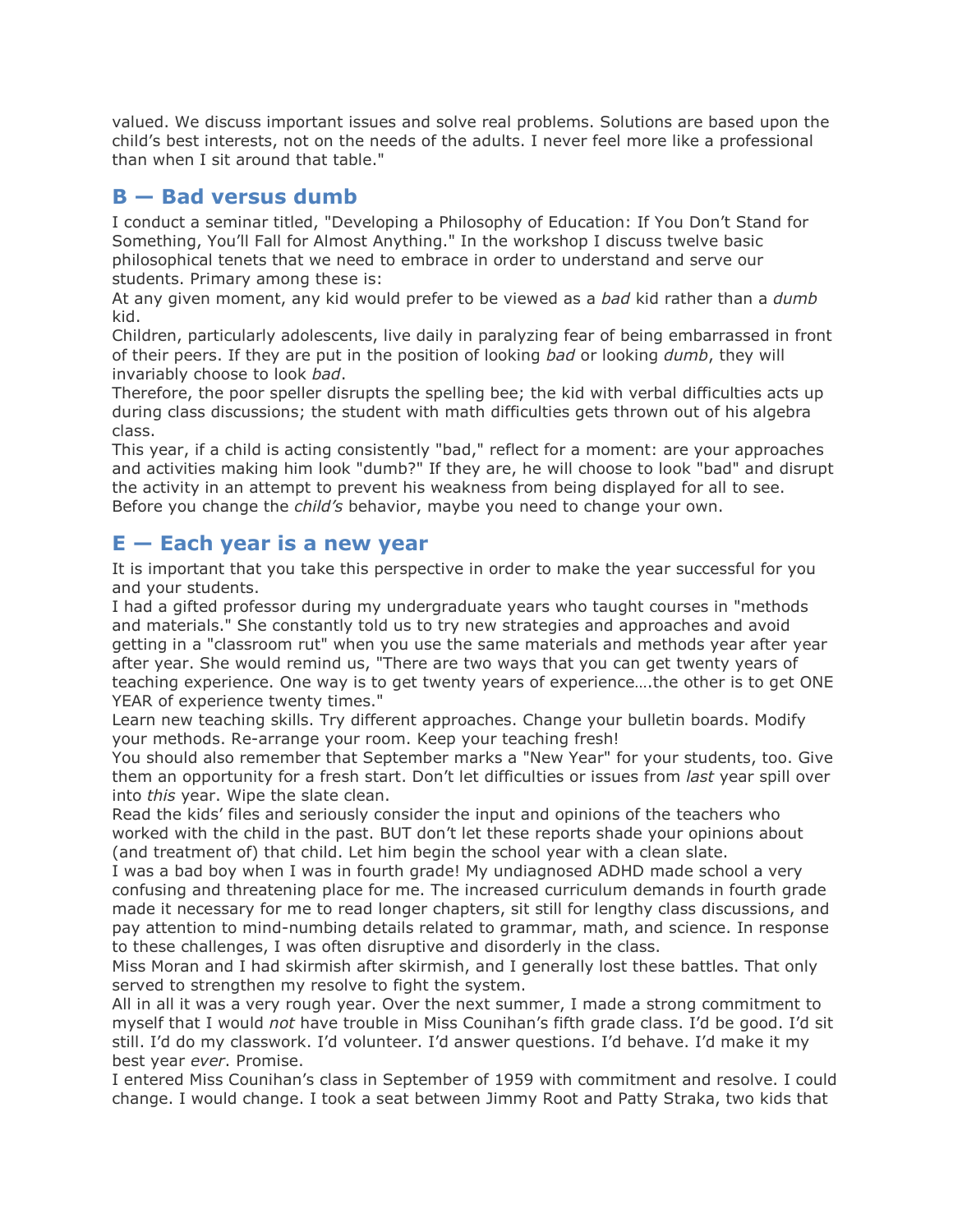valued. We discuss important issues and solve real problems. Solutions are based upon the child's best interests, not on the needs of the adults. I never feel more like a professional than when I sit around that table."

## B — Bad versus dumb

I conduct a seminar titled, "Developing a Philosophy of Education: If You Don't Stand for Something, You'll Fall for Almost Anything." In the workshop I discuss twelve basic philosophical tenets that we need to embrace in order to understand and serve our students. Primary among these is:

At any given moment, any kid would prefer to be viewed as a *bad* kid rather than a *dumb* kid.

Children, particularly adolescents, live daily in paralyzing fear of being embarrassed in front of their peers. If they are put in the position of looking *bad* or looking *dumb*, they will invariably choose to look *bad*.

Therefore, the poor speller disrupts the spelling bee; the kid with verbal difficulties acts up during class discussions; the student with math difficulties gets thrown out of his algebra class.

This year, if a child is acting consistently "bad," reflect for a moment: are your approaches and activities making him look "dumb?" If they are, he will choose to look "bad" and disrupt the activity in an attempt to prevent his weakness from being displayed for all to see. Before you change the *child's* behavior, maybe you need to change your own.

## E — Each year is a new year

It is important that you take this perspective in order to make the year successful for you and your students.

I had a gifted professor during my undergraduate years who taught courses in "methods and materials." She constantly told us to try new strategies and approaches and avoid getting in a "classroom rut" when you use the same materials and methods year after year after year. She would remind us, "There are two ways that you can get twenty years of teaching experience. One way is to get twenty years of experience….the other is to get ONE YEAR of experience twenty times."

Learn new teaching skills. Try different approaches. Change your bulletin boards. Modify your methods. Re-arrange your room. Keep your teaching fresh!

You should also remember that September marks a "New Year" for your students, too. Give them an opportunity for a fresh start. Don't let difficulties or issues from *last* year spill over into *this* year. Wipe the slate clean.

Read the kids' files and seriously consider the input and opinions of the teachers who worked with the child in the past. BUT don't let these reports shade your opinions about (and treatment of) that child. Let him begin the school year with a clean slate.

I was a bad boy when I was in fourth grade! My undiagnosed ADHD made school a very confusing and threatening place for me. The increased curriculum demands in fourth grade made it necessary for me to read longer chapters, sit still for lengthy class discussions, and pay attention to mind-numbing details related to grammar, math, and science. In response to these challenges, I was often disruptive and disorderly in the class.

Miss Moran and I had skirmish after skirmish, and I generally lost these battles. That only served to strengthen my resolve to fight the system.

All in all it was a very rough year. Over the next summer, I made a strong commitment to myself that I would *not* have trouble in Miss Counihan's fifth grade class. I'd be good. I'd sit still. I'd do my classwork. I'd volunteer. I'd answer questions. I'd behave. I'd make it my best year *ever*. Promise.

I entered Miss Counihan's class in September of 1959 with commitment and resolve. I could change. I would change. I took a seat between Jimmy Root and Patty Straka, two kids that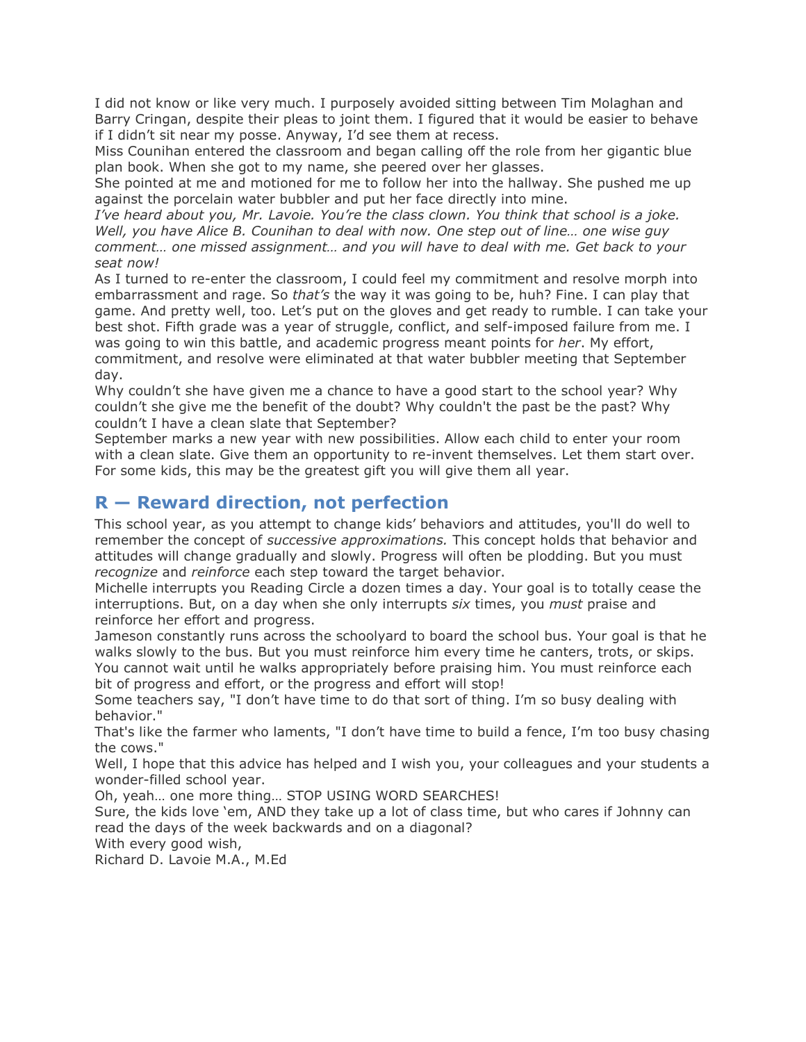I did not know or like very much. I purposely avoided sitting between Tim Molaghan and Barry Cringan, despite their pleas to joint them. I figured that it would be easier to behave if I didn't sit near my posse. Anyway, I'd see them at recess.

Miss Counihan entered the classroom and began calling off the role from her gigantic blue plan book. When she got to my name, she peered over her glasses.

She pointed at me and motioned for me to follow her into the hallway. She pushed me up against the porcelain water bubbler and put her face directly into mine.

*I've heard about you, Mr. Lavoie. You're the class clown. You think that school is a joke. Well, you have Alice B. Counihan to deal with now. One step out of line… one wise guy comment… one missed assignment… and you will have to deal with me. Get back to your seat now!*

As I turned to re-enter the classroom, I could feel my commitment and resolve morph into embarrassment and rage. So *that's* the way it was going to be, huh? Fine. I can play that game. And pretty well, too. Let's put on the gloves and get ready to rumble. I can take your best shot. Fifth grade was a year of struggle, conflict, and self-imposed failure from me. I was going to win this battle, and academic progress meant points for *her*. My effort, commitment, and resolve were eliminated at that water bubbler meeting that September day.

Why couldn't she have given me a chance to have a good start to the school year? Why couldn't she give me the benefit of the doubt? Why couldn't the past be the past? Why couldn't I have a clean slate that September?

September marks a new year with new possibilities. Allow each child to enter your room with a clean slate. Give them an opportunity to re-invent themselves. Let them start over. For some kids, this may be the greatest gift you will give them all year.

## R — Reward direction, not perfection

This school year, as you attempt to change kids' behaviors and attitudes, you'll do well to remember the concept of *successive approximations.* This concept holds that behavior and attitudes will change gradually and slowly. Progress will often be plodding. But you must *recognize* and *reinforce* each step toward the target behavior.

Michelle interrupts you Reading Circle a dozen times a day. Your goal is to totally cease the interruptions. But, on a day when she only interrupts *six* times, you *must* praise and reinforce her effort and progress.

Jameson constantly runs across the schoolyard to board the school bus. Your goal is that he walks slowly to the bus. But you must reinforce him every time he canters, trots, or skips. You cannot wait until he walks appropriately before praising him. You must reinforce each bit of progress and effort, or the progress and effort will stop!

Some teachers say, "I don't have time to do that sort of thing. I'm so busy dealing with behavior."

That's like the farmer who laments, "I don't have time to build a fence, I'm too busy chasing the cows."

Well, I hope that this advice has helped and I wish you, your colleagues and your students a wonder-filled school year.

Oh, yeah… one more thing… STOP USING WORD SEARCHES!

Sure, the kids love 'em, AND they take up a lot of class time, but who cares if Johnny can read the days of the week backwards and on a diagonal?

With every good wish,

Richard D. Lavoie M.A., M.Ed